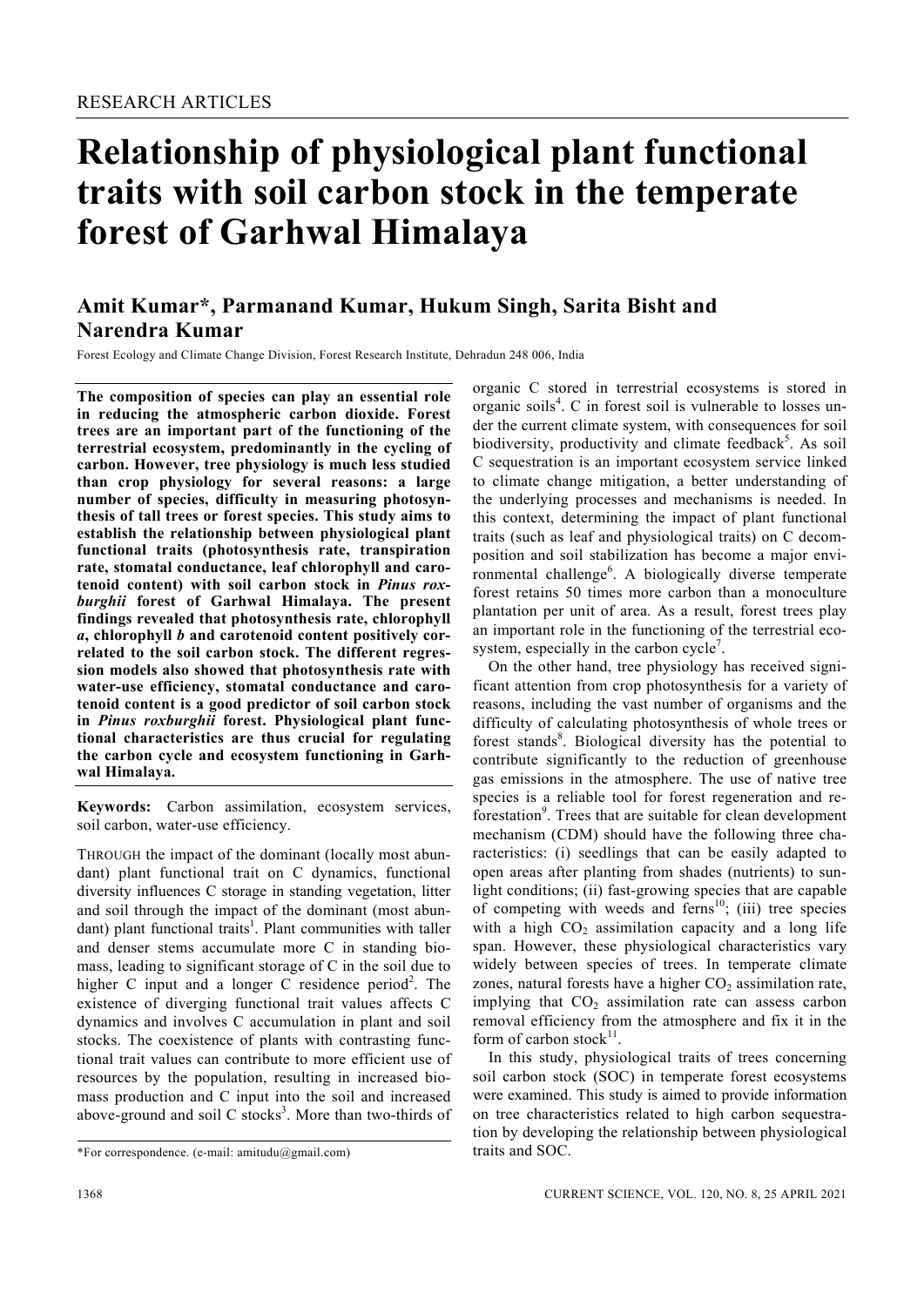RESEARCH ARTICLES

# Relationship of physiological plant functional traits with soil carbon stock in the temperate forest of Garhwal Himalaya

**Amit Kumar*, Parmanand Kumar, Hukum Singh, Sarita Bisht and Narendra Kumar**

Forest Ecology and Climate Change Division, Forest Research Institute, Dehradun 248 006, India

**The composition of species can play an essential role in reducing the atmospheric carbon dioxide. Forest trees are an important part of the functioning of the terrestrial ecosystem, predominantly in the cycling of carbon. However, tree physiology is much less studied than crop physiology for several reasons: a large number of species, difficulty in measuring photosynthesis of tall trees or forest species. This study aims to establish the relationship between physiological plant functional traits (photosynthesis rate, transpiration rate, stomatal conductance, leaf chlorophyll and carotenoid content) with soil carbon stock in *Pinus roxburghii* forest of Garhwal Himalaya. The present findings revealed that photosynthesis rate, chlorophyll *a*, chlorophyll *b* and carotenoid content positively correlated to the soil carbon stock. The different regression models also showed that photosynthesis rate with water-use efficiency, stomatal conductance and carotenoid content is a good predictor of soil carbon stock in *Pinus roxburghii* forest. Physiological plant functional characteristics are thus crucial for regulating the carbon cycle and ecosystem functioning in Garhwal Himalaya.**

**Keywords:** Carbon assimilation, ecosystem services, soil carbon, water-use efficiency.

THROUGH the impact of the dominant (locally most abundant) plant functional trait on C dynamics, functional diversity influences C storage in standing vegetation, litter and soil through the impact of the dominant (most abundant) plant functional traits[1]. Plant communities with taller and denser stems accumulate more C in standing biomass, leading to significant storage of C in the soil due to higher C input and a longer C residence period[2]. The existence of diverging functional trait values affects C dynamics and involves C accumulation in plant and soil stocks. The coexistence of plants with contrasting functional trait values can contribute to more efficient use of resources by the population, resulting in increased biomass production and C input into the soil and increased above-ground and soil C stocks[3]. More than two-thirds of organic C stored in terrestrial ecosystems is stored in organic soils[4]. C in forest soil is vulnerable to losses under the current climate system, with consequences for soil biodiversity, productivity and climate feedback[5]. As soil C sequestration is an important ecosystem service linked to climate change mitigation, a better understanding of the underlying processes and mechanisms is needed. In this context, determining the impact of plant functional traits (such as leaf and physiological traits) on C decomposition and soil stabilization has become a major environmental challenge[6]. A biologically diverse temperate forest retains 50 times more carbon than a monoculture plantation per unit of area. As a result, forest trees play an important role in the functioning of the terrestrial ecosystem, especially in the carbon cycle[7].

On the other hand, tree physiology has received significant attention from crop photosynthesis for a variety of reasons, including the vast number of organisms and the difficulty of calculating photosynthesis of whole trees or forest stands[8]. Biological diversity has the potential to contribute significantly to the reduction of greenhouse gas emissions in the atmosphere. The use of native tree species is a reliable tool for forest regeneration and reforestation[9]. Trees that are suitable for clean development mechanism (CDM) should have the following three characteristics: (i) seedlings that can be easily adapted to open areas after planting from shades (nutrients) to sunlight conditions; (ii) fast-growing species that are capable of competing with weeds and ferns[10]; (iii) tree species with a high $CO_2$ assimilation capacity and a long life span. However, these physiological characteristics vary widely between species of trees. In temperate climate zones, natural forests have a higher $CO_2$ assimilation rate, implying that $CO_2$ assimilation rate can assess carbon removal efficiency from the atmosphere and fix it in the form of carbon stock[11].

In this study, physiological traits of trees concerning soil carbon stock (SOC) in temperate forest ecosystems were examined. This study is aimed to provide information on tree characteristics related to high carbon sequestration by developing the relationship between physiological traits and SOC.

*For correspondence. (e-mail: amitudu@gmail.com)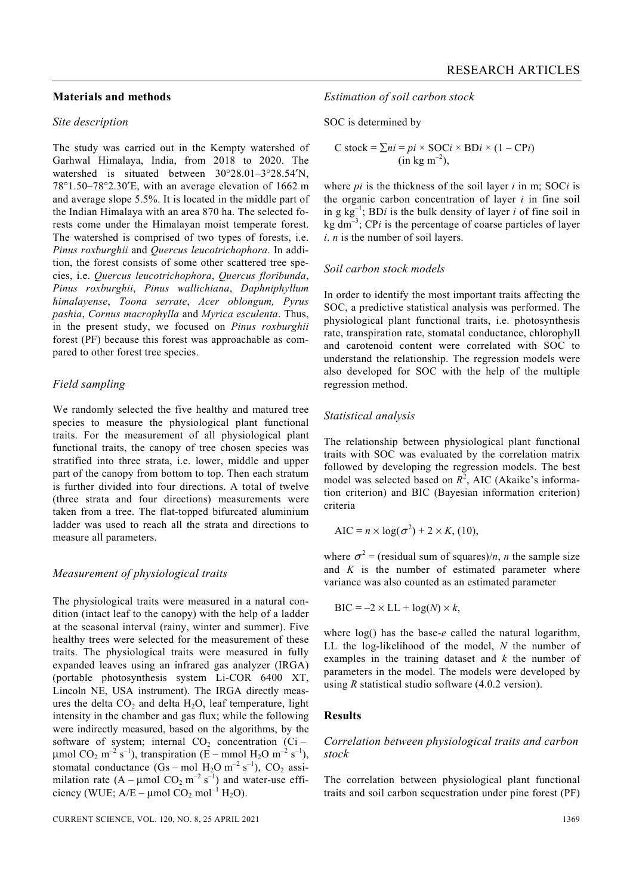## Materials and methods

### *Site description*

The study was carried out in the Kempty watershed of Garhwal Himalaya, India, from 2018 to 2020. The watershed is situated between 30°28.01–3°28.54′N, 78°1.50–78°2.30′E, with an average elevation of 1662 m and average slope 5.5%. It is located in the middle part of the Indian Himalaya with an area 870 ha. The selected forests come under the Himalayan moist temperate forest. The watershed is comprised of two types of forests, i.e. *Pinus roxburghii* and *Quercus leucotrichophora*. In addition, the forest consists of some other scattered tree species, i.e. *Quercus leucotrichophora*, *Quercus floribunda*, *Pinus roxburghii*, *Pinus wallichiana*, *Daphniphyllum himalayense*, *Toona serrate*, *Acer oblongum, Pyrus pashia*, *Cornus macrophylla* and *Myrica esculenta*. Thus, in the present study, we focused on *Pinus roxburghii* forest (PF) because this forest was approachable as compared to other forest tree species.

### *Field sampling*

We randomly selected the five healthy and matured tree species to measure the physiological plant functional traits. For the measurement of all physiological plant functional traits, the canopy of tree chosen species was stratified into three strata, i.e. lower, middle and upper part of the canopy from bottom to top. Then each stratum is further divided into four directions. A total of twelve (three strata and four directions) measurements were taken from a tree. The flat-topped bifurcated aluminium ladder was used to reach all the strata and directions to measure all parameters.

### *Measurement of physiological traits*

The physiological traits were measured in a natural condition (intact leaf to the canopy) with the help of a ladder at the seasonal interval (rainy, winter and summer). Five healthy trees were selected for the measurement of these traits. The physiological traits were measured in fully expanded leaves using an infrared gas analyzer (IRGA) (portable photosynthesis system Li-COR 6400 XT, Lincoln NE, USA instrument). The IRGA directly measures the delta $CO_2$ and delta $H_2O$, leaf temperature, light intensity in the chamber and gas flux; while the following were indirectly measured, based on the algorithms, by the software of system; internal $CO_2$ concentration (Ci – μmol $CO_2$ $m^{-2}$ $s^{-1}$), transpiration (E – mmol $H_2O$ $m^{-2}$ $s^{-1}$), stomatal conductance (Gs – mol $H_2O$ $m^{-2}$ $s^{-1}$), $CO_2$ assimilation rate (A – μmol $CO_2$ $m^{-2}$ $s^{-1}$) and water-use efficiency (WUE; A/E – μmol $CO_2$ $mol^{-1}$ $H_2O$).

### *Estimation of soil carbon stock*

SOC is determined by

$$\text{C stock} = \sum ni = pi \times \text{SOC}i \times \text{BD}i \times (1 - \text{CP}i) \quad (\text{in kg m}^{-2}),$$

where *pi* is the thickness of the soil layer *i* in m; SOC*i* is the organic carbon concentration of layer *i* in fine soil in g $kg^{-1}$; BD*i* is the bulk density of layer *i* of fine soil in kg $dm^{-3}$; CP*i* is the percentage of coarse particles of layer *i*. *n* is the number of soil layers.

### *Soil carbon stock models*

In order to identify the most important traits affecting the SOC, a predictive statistical analysis was performed. The physiological plant functional traits, i.e. photosynthesis rate, transpiration rate, stomatal conductance, chlorophyll and carotenoid content were correlated with SOC to understand the relationship. The regression models were also developed for SOC with the help of the multiple regression method.

### *Statistical analysis*

The relationship between physiological plant functional traits with SOC was evaluated by the correlation matrix followed by developing the regression models. The best model was selected based on $R^2$, AIC (Akaike's information criterion) and BIC (Bayesian information criterion) criteria

$$\text{AIC} = n \times \log(\sigma^2) + 2 \times K, \quad (10),$$

where $\sigma^2$ = (residual sum of squares)/*n*, *n* the sample size and *K* is the number of estimated parameter where variance was also counted as an estimated parameter

$$\text{BIC} = -2 \times \text{LL} + \log(N) \times k,$$

where log() has the base-*e* called the natural logarithm, LL the log-likelihood of the model, *N* the number of examples in the training dataset and *k* the number of parameters in the model. The models were developed by using *R* statistical studio software (4.0.2 version).

## Results

### *Correlation between physiological traits and carbon stock*

The correlation between physiological plant functional traits and soil carbon sequestration under pine forest (PF)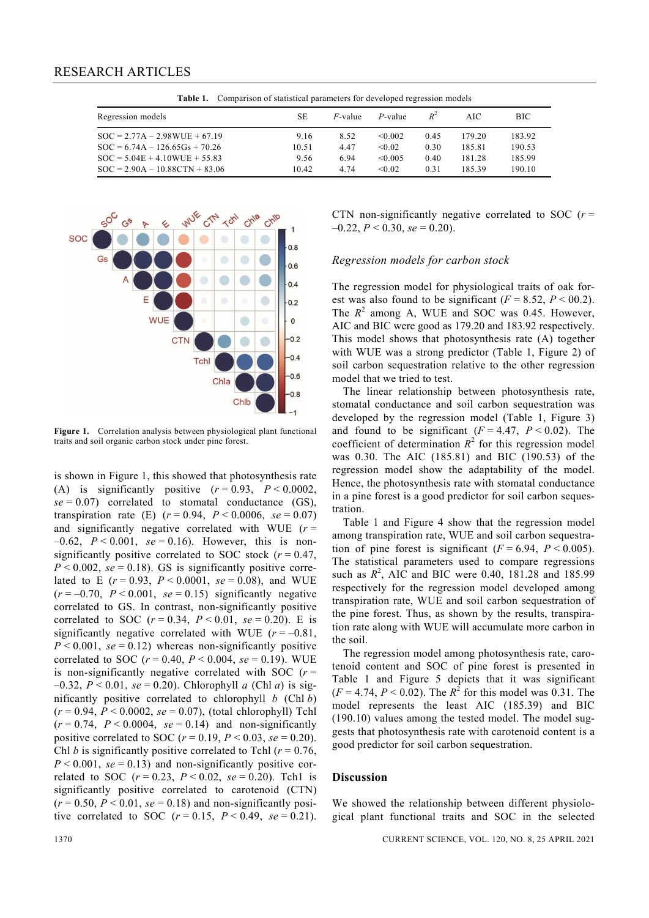**Table 1.** Comparison of statistical parameters for developed regression models

| Regression models | SE | *F*-value | *P*-value | $R^2$ | AIC | BIC |
|---|---|---|---|---|---|---|
| SOC = 2.77A – 2.98WUE + 67.19 | 9.16 | 8.52 | <0.002 | 0.45 | 179.20 | 183.92 |
| SOC = 6.74A – 126.65Gs + 70.26 | 10.51 | 4.47 | <0.02 | 0.30 | 185.81 | 190.53 |
| SOC = 5.04E + 4.10WUE + 55.83 | 9.56 | 6.94 | <0.005 | 0.40 | 181.28 | 185.99 |
| SOC = 2.90A – 10.88CTN + 83.06 | 10.42 | 4.74 | <0.02 | 0.31 | 185.39 | 190.10 |

**Figure 1.** Correlation analysis between physiological plant functional traits and soil organic carbon stock under pine forest.

is shown in Figure 1, this showed that photosynthesis rate (A) is significantly positive ($r = 0.93$, $P < 0.0002$, $se = 0.07$) correlated to stomatal conductance (GS), transpiration rate (E) ($r = 0.94$, $P < 0.0006$, $se = 0.07$) and significantly negative correlated with WUE ($r = -0.62$, $P < 0.001$, $se = 0.16$). However, this is non-significantly positive correlated to SOC stock ($r = 0.47$, $P < 0.002$, $se = 0.18$). GS is significantly positive correlated to E ($r = 0.93$, $P < 0.0001$, $se = 0.08$), and WUE ($r = -0.70$, $P < 0.001$, $se = 0.15$) significantly negative correlated to GS. In contrast, non-significantly positive correlated to SOC ($r = 0.34$, $P < 0.01$, $se = 0.20$). E is significantly negative correlated with WUE ($r = -0.81$, $P < 0.001$, $se = 0.12$) whereas non-significantly positive correlated to SOC ($r = 0.40$, $P < 0.004$, $se = 0.19$). WUE is non-significantly negative correlated with SOC ($r = -0.32$, $P < 0.01$, $se = 0.20$). Chlorophyll *a* (Chl *a*) is significantly positive correlated to chlorophyll *b* (Chl *b*) ($r = 0.94$, $P < 0.0002$, $se = 0.07$), (total chlorophyll) Tchl ($r = 0.74$, $P < 0.0004$, $se = 0.14$) and non-significantly positive correlated to SOC ($r = 0.19$, $P < 0.03$, $se = 0.20$). Chl *b* is significantly positive correlated to Tchl ($r = 0.76$, $P < 0.001$, $se = 0.13$) and non-significantly positive correlated to SOC ($r = 0.23$, $P < 0.02$, $se = 0.20$). Tch1 is significantly positive correlated to carotenoid (CTN) ($r = 0.50$, $P < 0.01$, $se = 0.18$) and non-significantly positive correlated to SOC ($r = 0.15$, $P < 0.49$, $se = 0.21$). CTN non-significantly negative correlated to SOC ($r = -0.22$, $P < 0.30$, $se = 0.20$).

*Regression models for carbon stock*

The regression model for physiological traits of oak forest was also found to be significant ($F = 8.52$, $P < 00.2$). The $R^2$ among A, WUE and SOC was 0.45. However, AIC and BIC were good as 179.20 and 183.92 respectively. This model shows that photosynthesis rate (A) together with WUE was a strong predictor (Table 1, Figure 2) of soil carbon sequestration relative to the other regression model that we tried to test.

The linear relationship between photosynthesis rate, stomatal conductance and soil carbon sequestration was developed by the regression model (Table 1, Figure 3) and found to be significant ($F = 4.47$, $P < 0.02$). The coefficient of determination $R^2$ for this regression model was 0.30. The AIC (185.81) and BIC (190.53) of the regression model show the adaptability of the model. Hence, the photosynthesis rate with stomatal conductance in a pine forest is a good predictor for soil carbon sequestration.

Table 1 and Figure 4 show that the regression model among transpiration rate, WUE and soil carbon sequestration of pine forest is significant ($F = 6.94$, $P < 0.005$). The statistical parameters used to compare regressions such as $R^2$, AIC and BIC were 0.40, 181.28 and 185.99 respectively for the regression model developed among transpiration rate, WUE and soil carbon sequestration of the pine forest. Thus, as shown by the results, transpiration rate along with WUE will accumulate more carbon in the soil.

The regression model among photosynthesis rate, carotenoid content and SOC of pine forest is presented in Table 1 and Figure 5 depicts that it was significant ($F = 4.74$, $P < 0.02$). The $R^2$ for this model was 0.31. The model represents the least AIC (185.39) and BIC (190.10) values among the tested model. The model suggests that photosynthesis rate with carotenoid content is a good predictor for soil carbon sequestration.

## Discussion

We showed the relationship between different physiological plant functional traits and SOC in the selected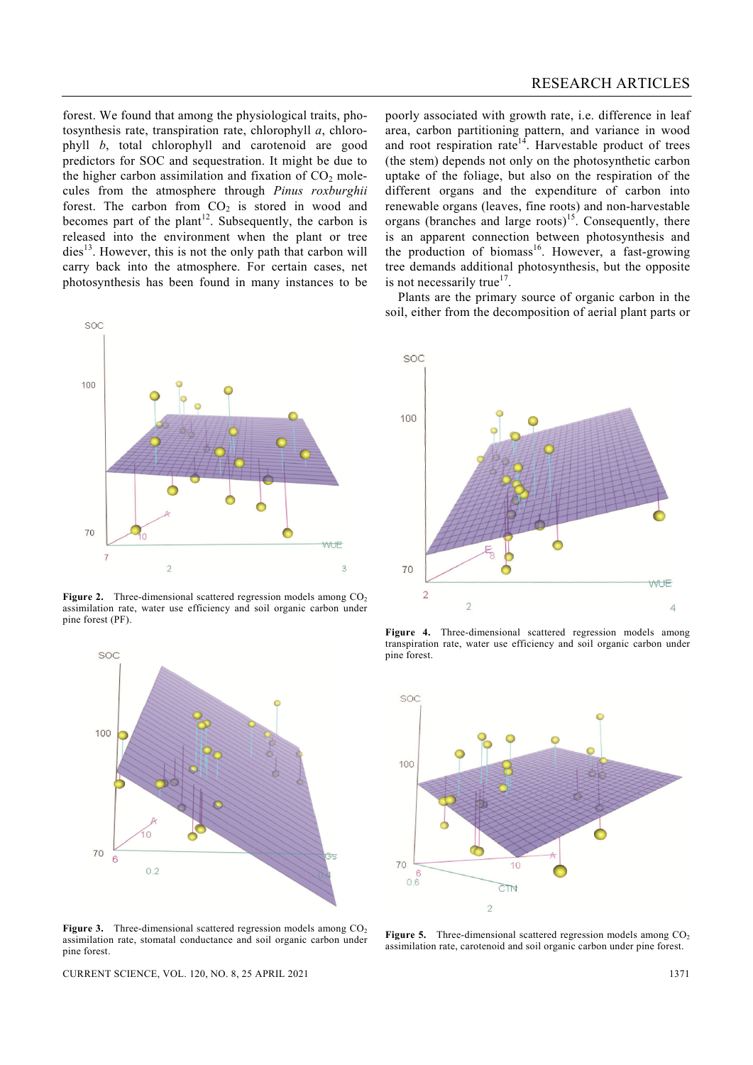forest. We found that among the physiological traits, photosynthesis rate, transpiration rate, chlorophyll *a*, chlorophyll *b*, total chlorophyll and carotenoid are good predictors for SOC and sequestration. It might be due to the higher carbon assimilation and fixation of $CO_2$ molecules from the atmosphere through *Pinus roxburghii* forest. The carbon from $CO_2$ is stored in wood and becomes part of the plant[12]. Subsequently, the carbon is released into the environment when the plant or tree dies[13]. However, this is not the only path that carbon will carry back into the atmosphere. For certain cases, net photosynthesis has been found in many instances to be poorly associated with growth rate, i.e. difference in leaf area, carbon partitioning pattern, and variance in wood and root respiration rate[14]. Harvestable product of trees (the stem) depends not only on the photosynthetic carbon uptake of the foliage, but also on the respiration of the different organs and the expenditure of carbon into renewable organs (leaves, fine roots) and non-harvestable organs (branches and large roots)[15]. Consequently, there is an apparent connection between photosynthesis and the production of biomass[16]. However, a fast-growing tree demands additional photosynthesis, but the opposite is not necessarily true[17].

Plants are the primary source of organic carbon in the soil, either from the decomposition of aerial plant parts or

**Figure 2.** Three-dimensional scattered regression models among $CO_2$ assimilation rate, water use efficiency and soil organic carbon under pine forest (PF).

**Figure 3.** Three-dimensional scattered regression models among $CO_2$ assimilation rate, stomatal conductance and soil organic carbon under pine forest.

**Figure 4.** Three-dimensional scattered regression models among transpiration rate, water use efficiency and soil organic carbon under pine forest.

**Figure 5.** Three-dimensional scattered regression models among $CO_2$ assimilation rate, carotenoid and soil organic carbon under pine forest.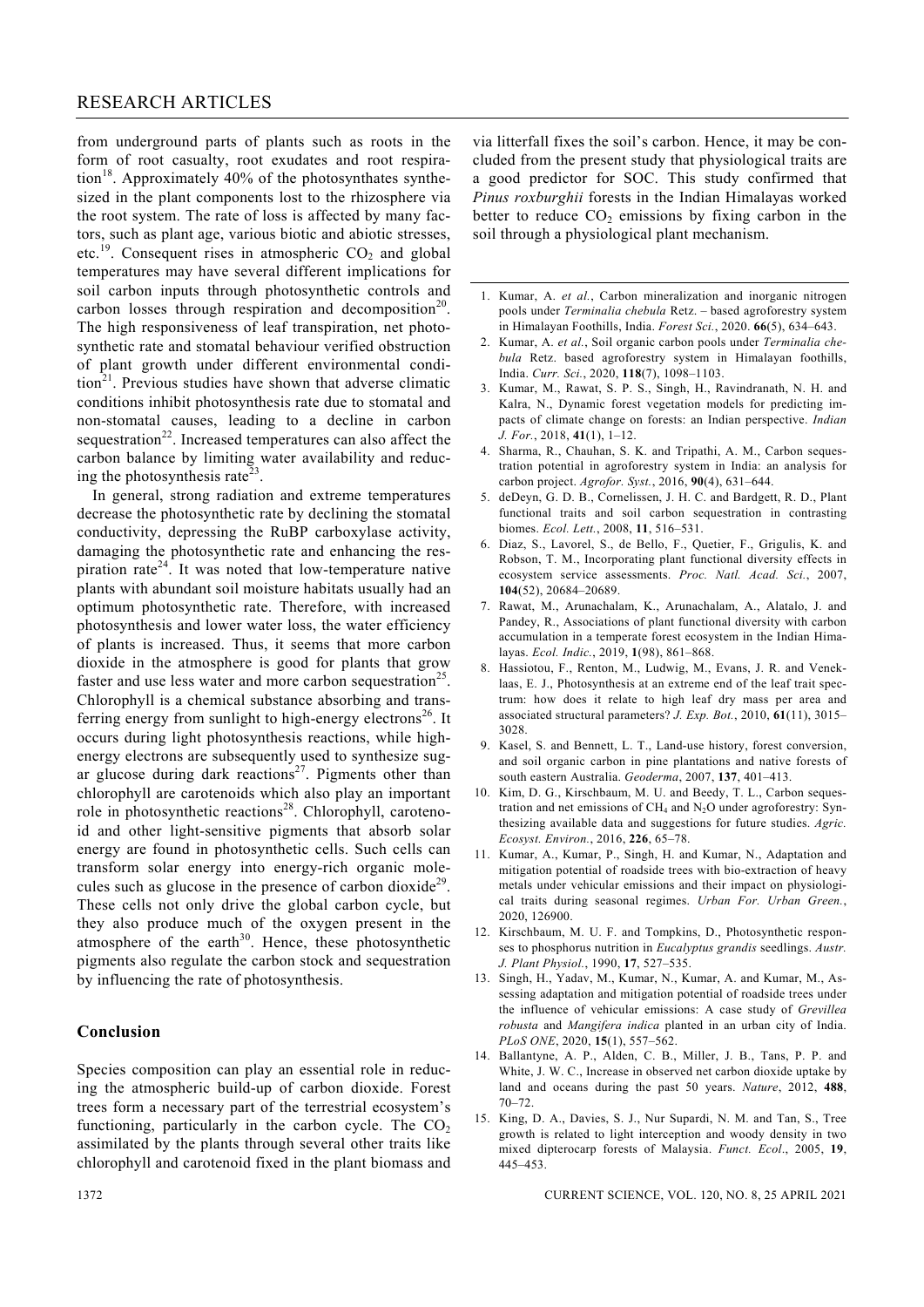from underground parts of plants such as roots in the form of root casualty, root exudates and root respiration[18]. Approximately 40% of the photosynthates synthesized in the plant components lost to the rhizosphere via the root system. The rate of loss is affected by many factors, such as plant age, various biotic and abiotic stresses, etc.[19]. Consequent rises in atmospheric $CO_2$ and global temperatures may have several different implications for soil carbon inputs through photosynthetic controls and carbon losses through respiration and decomposition[20]. The high responsiveness of leaf transpiration, net photosynthetic rate and stomatal behaviour verified obstruction of plant growth under different environmental condition[21]. Previous studies have shown that adverse climatic conditions inhibit photosynthesis rate due to stomatal and non-stomatal causes, leading to a decline in carbon sequestration[22]. Increased temperatures can also affect the carbon balance by limiting water availability and reducing the photosynthesis rate[23].

In general, strong radiation and extreme temperatures decrease the photosynthetic rate by declining the stomatal conductivity, depressing the RuBP carboxylase activity, damaging the photosynthetic rate and enhancing the respiration rate[24]. It was noted that low-temperature native plants with abundant soil moisture habitats usually had an optimum photosynthetic rate. Therefore, with increased photosynthesis and lower water loss, the water efficiency of plants is increased. Thus, it seems that more carbon dioxide in the atmosphere is good for plants that grow faster and use less water and more carbon sequestration[25]. Chlorophyll is a chemical substance absorbing and transferring energy from sunlight to high-energy electrons[26]. It occurs during light photosynthesis reactions, while high-energy electrons are subsequently used to synthesize sugar glucose during dark reactions[27]. Pigments other than chlorophyll are carotenoids which also play an important role in photosynthetic reactions[28]. Chlorophyll, carotenoid and other light-sensitive pigments that absorb solar energy are found in photosynthetic cells. Such cells can transform solar energy into energy-rich organic molecules such as glucose in the presence of carbon dioxide[29]. These cells not only drive the global carbon cycle, but they also produce much of the oxygen present in the atmosphere of the earth[30]. Hence, these photosynthetic pigments also regulate the carbon stock and sequestration by influencing the rate of photosynthesis.

## Conclusion

Species composition can play an essential role in reducing the atmospheric build-up of carbon dioxide. Forest trees form a necessary part of the terrestrial ecosystem's functioning, particularly in the carbon cycle. The $CO_2$ assimilated by the plants through several other traits like chlorophyll and carotenoid fixed in the plant biomass and via litterfall fixes the soil's carbon. Hence, it may be concluded from the present study that physiological traits are a good predictor for SOC. This study confirmed that *Pinus roxburghii* forests in the Indian Himalayas worked better to reduce $CO_2$ emissions by fixing carbon in the soil through a physiological plant mechanism.

1. Kumar, A. *et al.*, Carbon mineralization and inorganic nitrogen pools under *Terminalia chebula* Retz. – based agroforestry system in Himalayan Foothills, India. *Forest Sci.*, 2020. **66**(5), 634–643.
2. Kumar, A. *et al.*, Soil organic carbon pools under *Terminalia chebula* Retz. based agroforestry system in Himalayan foothills, India. *Curr. Sci.*, 2020, **118**(7), 1098–1103.
3. Kumar, M., Rawat, S. P. S., Singh, H., Ravindranath, N. H. and Kalra, N., Dynamic forest vegetation models for predicting impacts of climate change on forests: an Indian perspective. *Indian J. For.*, 2018, **41**(1), 1–12.
4. Sharma, R., Chauhan, S. K. and Tripathi, A. M., Carbon sequestration potential in agroforestry system in India: an analysis for carbon project. *Agrofor. Syst.*, 2016, **90**(4), 631–644.
5. deDeyn, G. D. B., Cornelissen, J. H. C. and Bardgett, R. D., Plant functional traits and soil carbon sequestration in contrasting biomes. *Ecol. Lett.*, 2008, **11**, 516–531.
6. Diaz, S., Lavorel, S., de Bello, F., Quetier, F., Grigulis, K. and Robson, T. M., Incorporating plant functional diversity effects in ecosystem service assessments. *Proc. Natl. Acad. Sci.*, 2007, **104**(52), 20684–20689.
7. Rawat, M., Arunachalam, K., Arunachalam, A., Alatalo, J. and Pandey, R., Associations of plant functional diversity with carbon accumulation in a temperate forest ecosystem in the Indian Himalayas. *Ecol. Indic.*, 2019, **1**(98), 861–868.
8. Hassiotou, F., Renton, M., Ludwig, M., Evans, J. R. and Veneklaas, E. J., Photosynthesis at an extreme end of the leaf trait spectrum: how does it relate to high leaf dry mass per area and associated structural parameters? *J. Exp. Bot.*, 2010, **61**(11), 3015–3028.
9. Kasel, S. and Bennett, L. T., Land-use history, forest conversion, and soil organic carbon in pine plantations and native forests of south eastern Australia. *Geoderma*, 2007, **137**, 401–413.
10. Kim, D. G., Kirschbaum, M. U. and Beedy, T. L., Carbon sequestration and net emissions of $CH_4$ and $N_2O$ under agroforestry: Synthesizing available data and suggestions for future studies. *Agric. Ecosyst. Environ.*, 2016, **226**, 65–78.
11. Kumar, A., Kumar, P., Singh, H. and Kumar, N., Adaptation and mitigation potential of roadside trees with bio-extraction of heavy metals under vehicular emissions and their impact on physiological traits during seasonal regimes. *Urban For. Urban Green.*, 2020, 126900.
12. Kirschbaum, M. U. F. and Tompkins, D., Photosynthetic responses to phosphorus nutrition in *Eucalyptus grandis* seedlings. *Austr. J. Plant Physiol.*, 1990, **17**, 527–535.
13. Singh, H., Yadav, M., Kumar, N., Kumar, A. and Kumar, M., Assessing adaptation and mitigation potential of roadside trees under the influence of vehicular emissions: A case study of *Grevillea robusta* and *Mangifera indica* planted in an urban city of India. *PLoS ONE*, 2020, **15**(1), 557–562.
14. Ballantyne, A. P., Alden, C. B., Miller, J. B., Tans, P. P. and White, J. W. C., Increase in observed net carbon dioxide uptake by land and oceans during the past 50 years. *Nature*, 2012, **488**, 70–72.
15. King, D. A., Davies, S. J., Nur Supardi, N. M. and Tan, S., Tree growth is related to light interception and woody density in two mixed dipterocarp forests of Malaysia. *Funct. Ecol*., 2005, **19**, 445–453.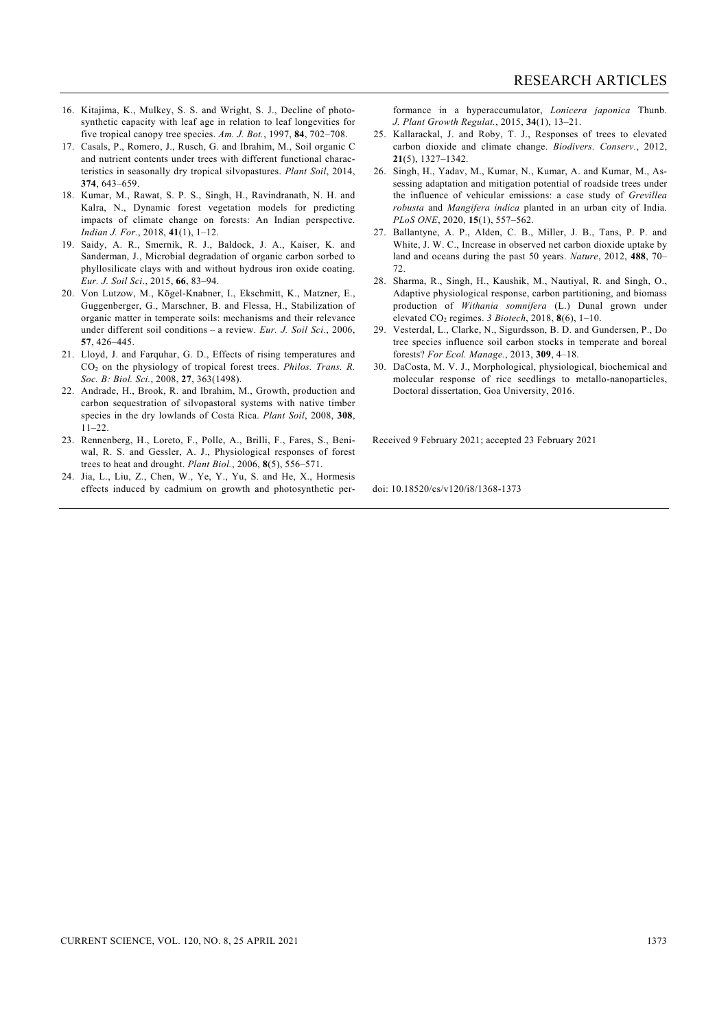16. Kitajima, K., Mulkey, S. S. and Wright, S. J., Decline of photosynthetic capacity with leaf age in relation to leaf longevities for five tropical canopy tree species. *Am. J. Bot.*, 1997, **84**, 702–708.
17. Casals, P., Romero, J., Rusch, G. and Ibrahim, M., Soil organic C and nutrient contents under trees with different functional characteristics in seasonally dry tropical silvopastures. *Plant Soil*, 2014, **374**, 643–659.
18. Kumar, M., Rawat, S. P. S., Singh, H., Ravindranath, N. H. and Kalra, N., Dynamic forest vegetation models for predicting impacts of climate change on forests: An Indian perspective. *Indian J. For.*, 2018, **41**(1), 1–12.
19. Saidy, A. R., Smernik, R. J., Baldock, J. A., Kaiser, K. and Sanderman, J., Microbial degradation of organic carbon sorbed to phyllosilicate clays with and without hydrous iron oxide coating. *Eur. J. Soil Sci*., 2015, **66**, 83–94.
20. Von Lutzow, M., Kögel-Knabner, I., Ekschmitt, K., Matzner, E., Guggenberger, G., Marschner, B. and Flessa, H., Stabilization of organic matter in temperate soils: mechanisms and their relevance under different soil conditions – a review. *Eur. J. Soil Sci*., 2006, **57**, 426–445.
21. Lloyd, J. and Farquhar, G. D., Effects of rising temperatures and $CO_2$ on the physiology of tropical forest trees. *Philos. Trans. R. Soc. B: Biol. Sci.*, 2008, **27**, 363(1498).
22. Andrade, H., Brook, R. and Ibrahim, M., Growth, production and carbon sequestration of silvopastoral systems with native timber species in the dry lowlands of Costa Rica. *Plant Soil*, 2008, **308**, 11–22.
23. Rennenberg, H., Loreto, F., Polle, A., Brilli, F., Fares, S., Beniwal, R. S. and Gessler, A. J., Physiological responses of forest trees to heat and drought. *Plant Biol.*, 2006, **8**(5), 556–571.
24. Jia, L., Liu, Z., Chen, W., Ye, Y., Yu, S. and He, X., Hormesis effects induced by cadmium on growth and photosynthetic performance in a hyperaccumulator, *Lonicera japonica* Thunb. *J. Plant Growth Regulat.*, 2015, **34**(1), 13–21.
25. Kallarackal, J. and Roby, T. J., Responses of trees to elevated carbon dioxide and climate change. *Biodivers. Conserv.*, 2012, **21**(5), 1327–1342.
26. Singh, H., Yadav, M., Kumar, N., Kumar, A. and Kumar, M., Assessing adaptation and mitigation potential of roadside trees under the influence of vehicular emissions: a case study of *Grevillea robusta* and *Mangifera indica* planted in an urban city of India. *PLoS ONE*, 2020, **15**(1), 557–562.
27. Ballantyne, A. P., Alden, C. B., Miller, J. B., Tans, P. P. and White, J. W. C., Increase in observed net carbon dioxide uptake by land and oceans during the past 50 years. *Nature*, 2012, **488**, 70–72.
28. Sharma, R., Singh, H., Kaushik, M., Nautiyal, R. and Singh, O., Adaptive physiological response, carbon partitioning, and biomass production of *Withania somnifera* (L.) Dunal grown under elevated $CO_2$ regimes. *3 Biotech*, 2018, **8**(6), 1–10.
29. Vesterdal, L., Clarke, N., Sigurdsson, B. D. and Gundersen, P., Do tree species influence soil carbon stocks in temperate and boreal forests? *For Ecol. Manage.*, 2013, **309**, 4–18.
30. DaCosta, M. V. J., Morphological, physiological, biochemical and molecular response of rice seedlings to metallo-nanoparticles, Doctoral dissertation, Goa University, 2016.

Received 9 February 2021; accepted 23 February 2021

doi: 10.18520/cs/v120/i8/1368-1373